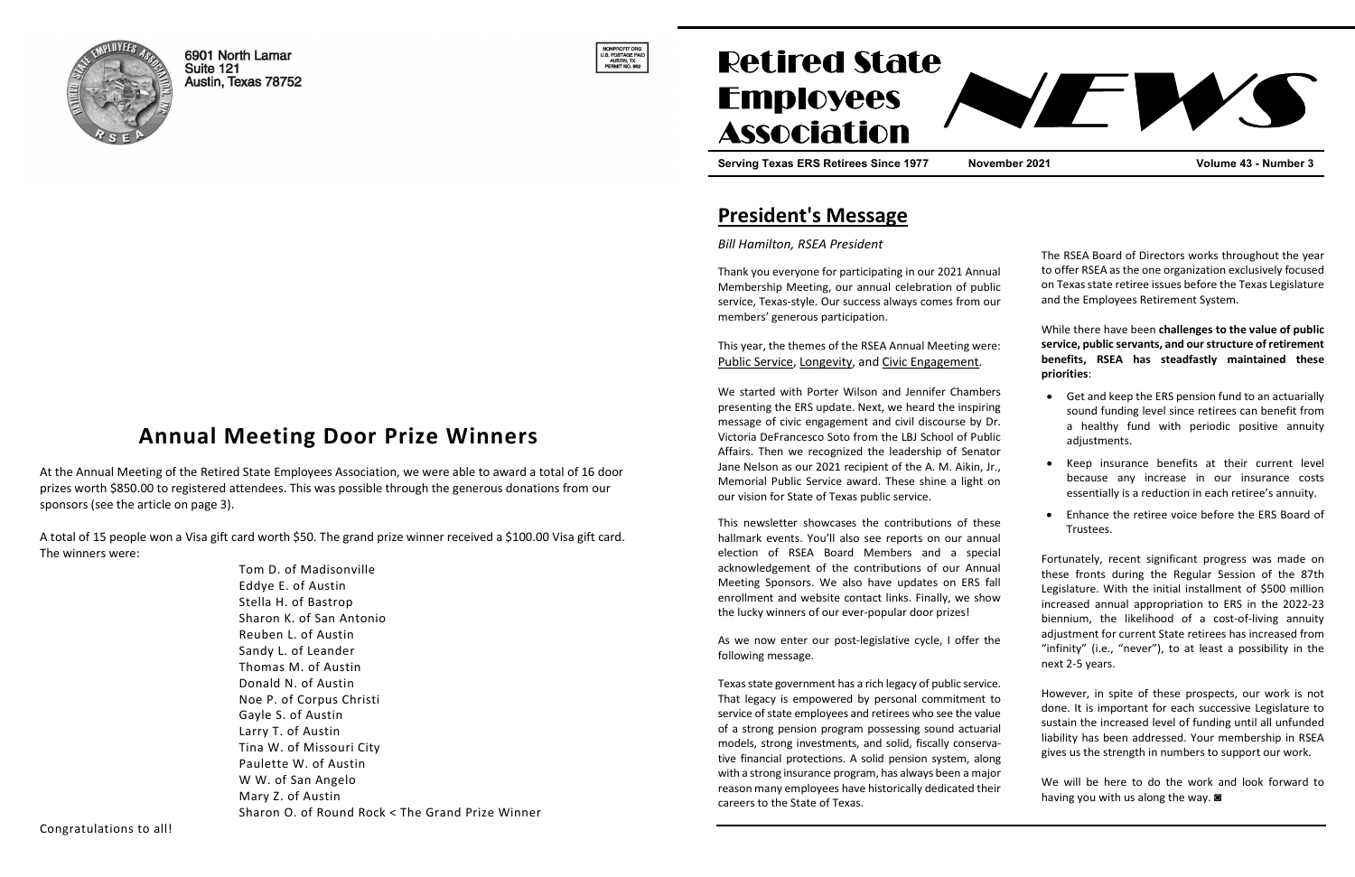6901 North Lamar
Suite 121
Austin, Texas 78752

NONPROFIT ORG
U.S. POSTAGE PAID
AUSTIN, TX
PERMIT NO. 882

## Annual Meeting Door Prize Winners

At the Annual Meeting of the Retired State Employees Association, we were able to award a total of 16 door prizes worth $850.00 to registered attendees. This was possible through the generous donations from our sponsors (see the article on page 3).

A total of 15 people won a Visa gift card worth $50. The grand prize winner received a $100.00 Visa gift card. The winners were:

Tom D. of Madisonville
Eddye E. of Austin
Stella H. of Bastrop
Sharon K. of San Antonio
Reuben L. of Austin
Sandy L. of Leander
Thomas M. of Austin
Donald N. of Austin
Noe P. of Corpus Christi
Gayle S. of Austin
Larry T. of Austin
Tina W. of Missouri City
Paulette W. of Austin
W W. of San Angelo
Mary Z. of Austin
Sharon O. of Round Rock < The Grand Prize Winner

Congratulations to all!

# Retired State Employees Association NEWS

**Serving Texas ERS Retirees Since 1977** **November 2021** **Volume 43 - Number 3**

## President's Message

*Bill Hamilton, RSEA President*

Thank you everyone for participating in our 2021 Annual Membership Meeting, our annual celebration of public service, Texas-style. Our success always comes from our members' generous participation.

This year, the themes of the RSEA Annual Meeting were: Public Service, Longevity, and Civic Engagement.

We started with Porter Wilson and Jennifer Chambers presenting the ERS update. Next, we heard the inspiring message of civic engagement and civil discourse by Dr. Victoria DeFrancesco Soto from the LBJ School of Public Affairs. Then we recognized the leadership of Senator Jane Nelson as our 2021 recipient of the A. M. Aikin, Jr., Memorial Public Service award. These shine a light on our vision for State of Texas public service.

This newsletter showcases the contributions of these hallmark events. You'll also see reports on our annual election of RSEA Board Members and a special acknowledgement of the contributions of our Annual Meeting Sponsors. We also have updates on ERS fall enrollment and website contact links. Finally, we show the lucky winners of our ever-popular door prizes!

As we now enter our post-legislative cycle, I offer the following message.

Texas state government has a rich legacy of public service. That legacy is empowered by personal commitment to service of state employees and retirees who see the value of a strong pension program possessing sound actuarial models, strong investments, and solid, fiscally conservative financial protections. A solid pension system, along with a strong insurance program, has always been a major reason many employees have historically dedicated their careers to the State of Texas.

The RSEA Board of Directors works throughout the year to offer RSEA as the one organization exclusively focused on Texas state retiree issues before the Texas Legislature and the Employees Retirement System.

While there have been **challenges to the value of public service, public servants, and our structure of retirement benefits, RSEA has steadfastly maintained these priorities**:

- Get and keep the ERS pension fund to an actuarially sound funding level since retirees can benefit from a healthy fund with periodic positive annuity adjustments.
- Keep insurance benefits at their current level because any increase in our insurance costs essentially is a reduction in each retiree's annuity.
- Enhance the retiree voice before the ERS Board of Trustees.

Fortunately, recent significant progress was made on these fronts during the Regular Session of the 87th Legislature. With the initial installment of $500 million increased annual appropriation to ERS in the 2022-23 biennium, the likelihood of a cost-of-living annuity adjustment for current State retirees has increased from "infinity" (i.e., "never"), to at least a possibility in the next 2-5 years.

However, in spite of these prospects, our work is not done. It is important for each successive Legislature to sustain the increased level of funding until all unfunded liability has been addressed. Your membership in RSEA gives us the strength in numbers to support our work.

We will be here to do the work and look forward to having you with us along the way. ◙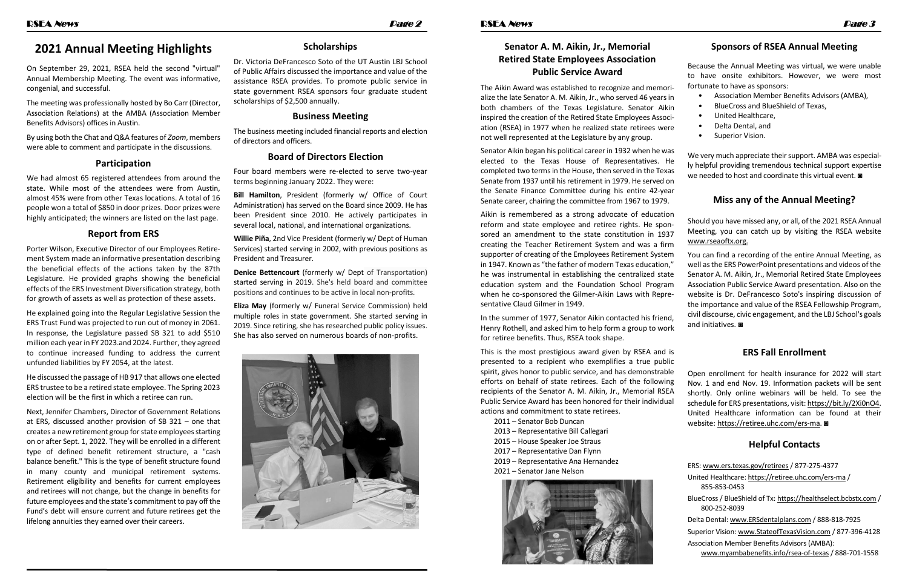# 2021 Annual Meeting Highlights

On September 29, 2021, RSEA held the second "virtual" Annual Membership Meeting. The event was informative, congenial, and successful.

The meeting was professionally hosted by Bo Carr (Director, Association Relations) at the AMBA (Association Member Benefits Advisors) offices in Austin.

By using both the Chat and Q&A features of *Zoom*, members were able to comment and participate in the discussions.

## Participation

We had almost 65 registered attendees from around the state. While most of the attendees were from Austin, almost 45% were from other Texas locations. A total of 16 people won a total of $850 in door prizes. Door prizes were highly anticipated; the winners are listed on the last page.

## Report from ERS

Porter Wilson, Executive Director of our Employees Retirement System made an informative presentation describing the beneficial effects of the actions taken by the 87th Legislature. He provided graphs showing the beneficial effects of the ERS Investment Diversification strategy, both for growth of assets as well as protection of these assets.

He explained going into the Regular Legislative Session the ERS Trust Fund was projected to run out of money in 2061. In response, the Legislature passed SB 321 to add $510 million each year in FY 2023.and 2024. Further, they agreed to continue increased funding to address the current unfunded liabilities by FY 2054, at the latest.

He discussed the passage of HB 917 that allows one elected ERS trustee to be a retired state employee. The Spring 2023 election will be the first in which a retiree can run.

Next, Jennifer Chambers, Director of Government Relations at ERS, discussed another provision of SB 321 – one that creates a new retirement group for state employees starting on or after Sept. 1, 2022. They will be enrolled in a different type of defined benefit retirement structure, a "cash balance benefit." This is the type of benefit structure found in many county and municipal retirement systems. Retirement eligibility and benefits for current employees and retirees will not change, but the change in benefits for future employees and the state's commitment to pay off the Fund's debt will ensure current and future retirees get the lifelong annuities they earned over their careers.

## Scholarships

Dr. Victoria DeFrancesco Soto of the UT Austin LBJ School of Public Affairs discussed the importance and value of the assistance RSEA provides. To promote public service in state government RSEA sponsors four graduate student scholarships of $2,500 annually.

## Business Meeting

The business meeting included financial reports and election of directors and officers.

## Board of Directors Election

Four board members were re-elected to serve two-year terms beginning January 2022. They were:

**Bill Hamilton**, President (formerly w/ Office of Court Administration) has served on the Board since 2009. He has been President since 2010. He actively participates in several local, national, and international organizations.

**Willie Piña**, 2nd Vice President (formerly w/ Dept of Human Services) started serving in 2002, with previous positions as President and Treasurer.

**Denice Bettencourt** (formerly w/ Dept of Transportation) started serving in 2019. She's held board and committee positions and continues to be active in local non-profits.

**Eliza May** (formerly w/ Funeral Service Commission) held multiple roles in state government. She started serving in 2019. Since retiring, she has researched public policy issues. She has also served on numerous boards of non-profits.

## Senator A. M. Aikin, Jr., Memorial Retired State Employees Association Public Service Award

The Aikin Award was established to recognize and memorialize the late Senator A. M. Aikin, Jr., who served 46 years in both chambers of the Texas Legislature. Senator Aikin inspired the creation of the Retired State Employees Association (RSEA) in 1977 when he realized state retirees were not well represented at the Legislature by any group.

Senator Aikin began his political career in 1932 when he was elected to the Texas House of Representatives. He completed two terms in the House, then served in the Texas Senate from 1937 until his retirement in 1979. He served on the Senate Finance Committee during his entire 42-year Senate career, chairing the committee from 1967 to 1979.

Aikin is remembered as a strong advocate of education reform and state employee and retiree rights. He sponsored an amendment to the state constitution in 1937 creating the Teacher Retirement System and was a firm supporter of creating of the Employees Retirement System in 1947. Known as "the father of modern Texas education," he was instrumental in establishing the centralized state education system and the Foundation School Program when he co-sponsored the Gilmer-Aikin Laws with Representative Claud Gilmer in 1949.

In the summer of 1977, Senator Aikin contacted his friend, Henry Rothell, and asked him to help form a group to work for retiree benefits. Thus, RSEA took shape.

This is the most prestigious award given by RSEA and is presented to a recipient who exemplifies a true public spirit, gives honor to public service, and has demonstrable efforts on behalf of state retirees. Each of the following recipients of the Senator A. M. Aikin, Jr., Memorial RSEA Public Service Award has been honored for their individual actions and commitment to state retirees.

- 2011 – Senator Bob Duncan
- 2013 – Representative Bill Callegari
- 2015 – House Speaker Joe Straus
- 2017 – Representative Dan Flynn
- 2019 – Representative Ana Hernandez
- 2021 – Senator Jane Nelson

## Sponsors of RSEA Annual Meeting

Because the Annual Meeting was virtual, we were unable to have onsite exhibitors. However, we were most fortunate to have as sponsors:

- Association Member Benefits Advisors (AMBA),
- BlueCross and BlueShield of Texas,
- United Healthcare,
- Delta Dental, and
- Superior Vision.

We very much appreciate their support. AMBA was especially helpful providing tremendous technical support expertise we needed to host and coordinate this virtual event. ◙

## Miss any of the Annual Meeting?

Should you have missed any, or all, of the 2021 RSEA Annual Meeting, you can catch up by visiting the RSEA website www.rseaoftx.org.

You can find a recording of the entire Annual Meeting, as well as the ERS PowerPoint presentations and videos of the Senator A. M. Aikin, Jr., Memorial Retired State Employees Association Public Service Award presentation. Also on the website is Dr. DeFrancesco Soto's inspiring discussion of the importance and value of the RSEA Fellowship Program, civil discourse, civic engagement, and the LBJ School's goals and initiatives. ◙

## ERS Fall Enrollment

Open enrollment for health insurance for 2022 will start Nov. 1 and end Nov. 19. Information packets will be sent shortly. Only online webinars will be held. To see the schedule for ERS presentations, visit: https://bit.ly/2Xi0nO4. United Healthcare information can be found at their website: https://retiree.uhc.com/ers-ma. ◙

## Helpful Contacts

ERS: www.ers.texas.gov/retirees / 877-275-4377

United Healthcare: https://retiree.uhc.com/ers-ma / 855-853-0453

BlueCross / BlueShield of Tx: https://healthselect.bcbstx.com / 800-252-8039

Delta Dental: www.ERSdentalplans.com / 888-818-7925

Superior Vision: www.StateofTexasVision.com / 877-396-4128

Association Member Benefits Advisors (AMBA): www.myambabenefits.info/rsea-of-texas / 888-701-1558